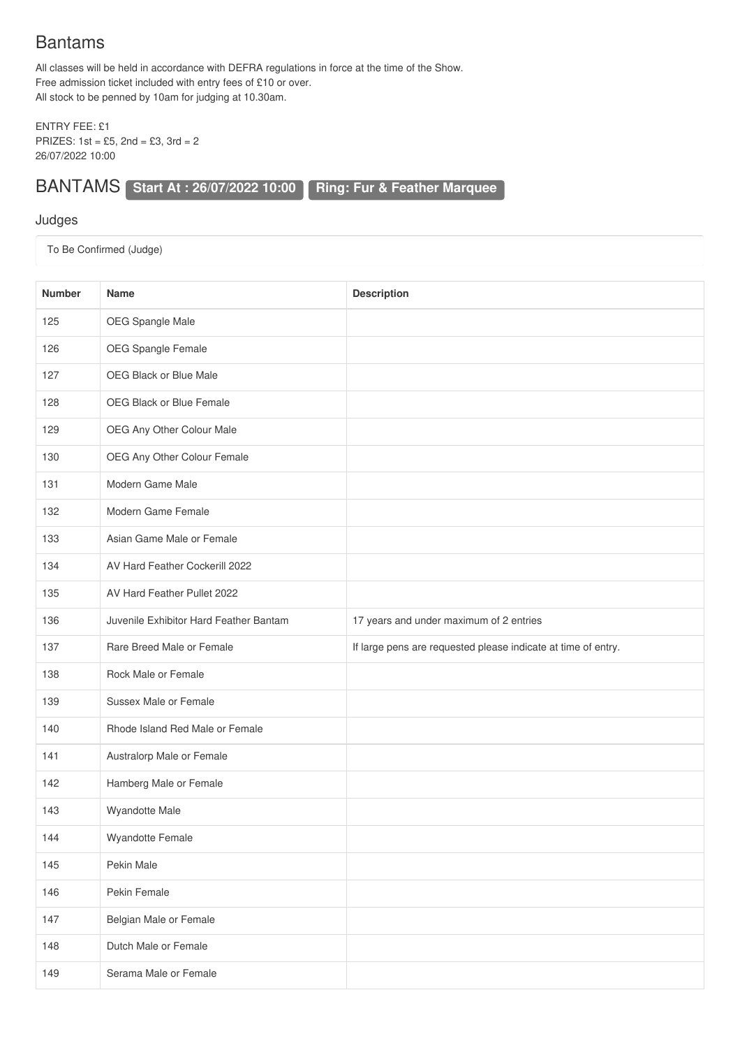# Bantams

All classes will be held in accordance with DEFRA regulations in force at the time of the Show.
Free admission ticket included with entry fees of £10 or over.
All stock to be penned by 10am for judging at 10.30am.

ENTRY FEE: £1
PRIZES: 1st = £5, 2nd = £3, 3rd = 2
26/07/2022 10:00

## BANTAMS **Start At : 26/07/2022 10:00** **Ring: Fur & Feather Marquee**

### Judges

To Be Confirmed (Judge)

| Number | Name | Description |
|---|---|---|
| 125 | OEG Spangle Male | |
| 126 | OEG Spangle Female | |
| 127 | OEG Black or Blue Male | |
| 128 | OEG Black or Blue Female | |
| 129 | OEG Any Other Colour Male | |
| 130 | OEG Any Other Colour Female | |
| 131 | Modern Game Male | |
| 132 | Modern Game Female | |
| 133 | Asian Game Male or Female | |
| 134 | AV Hard Feather Cockerill 2022 | |
| 135 | AV Hard Feather Pullet 2022 | |
| 136 | Juvenile Exhibitor Hard Feather Bantam | 17 years and under maximum of 2 entries |
| 137 | Rare Breed Male or Female | If large pens are requested please indicate at time of entry. |
| 138 | Rock Male or Female | |
| 139 | Sussex Male or Female | |
| 140 | Rhode Island Red Male or Female | |
| 141 | Australorp Male or Female | |
| 142 | Hamberg Male or Female | |
| 143 | Wyandotte Male | |
| 144 | Wyandotte Female | |
| 145 | Pekin Male | |
| 146 | Pekin Female | |
| 147 | Belgian Male or Female | |
| 148 | Dutch Male or Female | |
| 149 | Serama Male or Female | |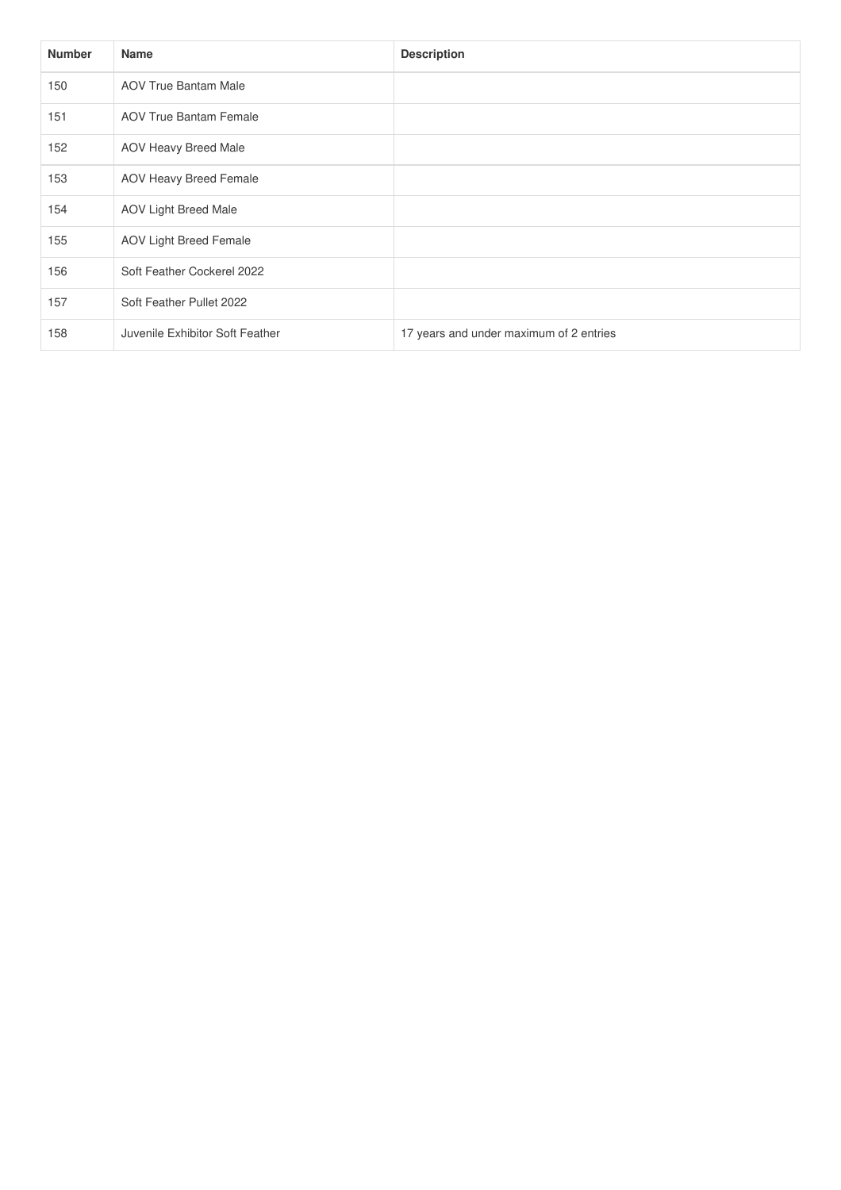| Number | Name | Description |
| --- | --- | --- |
| 150 | AOV True Bantam Male | |
| 151 | AOV True Bantam Female | |
| 152 | AOV Heavy Breed Male | |
| 153 | AOV Heavy Breed Female | |
| 154 | AOV Light Breed Male | |
| 155 | AOV Light Breed Female | |
| 156 | Soft Feather Cockerel 2022 | |
| 157 | Soft Feather Pullet 2022 | |
| 158 | Juvenile Exhibitor Soft Feather | 17 years and under maximum of 2 entries |